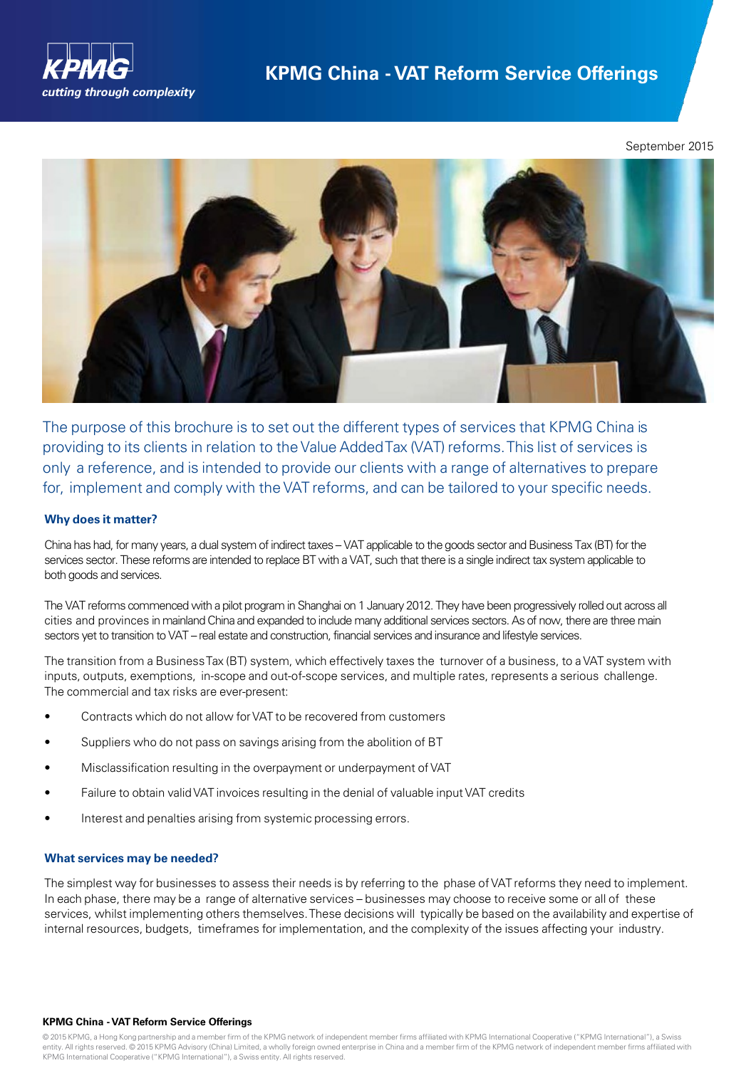# KPMG China - VAT Reform Service Offerings

September 2015

The purpose of this brochure is to set out the different types of services that KPMG China is providing to its clients in relation to the Value Added Tax (VAT) reforms. This list of services is only a reference, and is intended to provide our clients with a range of alternatives to prepare for, implement and comply with the VAT reforms, and can be tailored to your specific needs.

## Why does it matter?

China has had, for many years, a dual system of indirect taxes – VAT applicable to the goods sector and Business Tax (BT) for the services sector. These reforms are intended to replace BT with a VAT, such that there is a single indirect tax system applicable to both goods and services.

The VAT reforms commenced with a pilot program in Shanghai on 1 January 2012. They have been progressively rolled out across all cities and provinces in mainland China and expanded to include many additional services sectors. As of now, there are three main sectors yet to transition to VAT – real estate and construction, financial services and insurance and lifestyle services.

The transition from a Business Tax (BT) system, which effectively taxes the turnover of a business, to a VAT system with inputs, outputs, exemptions, in-scope and out-of-scope services, and multiple rates, represents a serious challenge. The commercial and tax risks are ever-present:

- Contracts which do not allow for VAT to be recovered from customers
- Suppliers who do not pass on savings arising from the abolition of BT
- Misclassification resulting in the overpayment or underpayment of VAT
- Failure to obtain valid VAT invoices resulting in the denial of valuable input VAT credits
- Interest and penalties arising from systemic processing errors.

## What services may be needed?

The simplest way for businesses to assess their needs is by referring to the phase of VAT reforms they need to implement. In each phase, there may be a range of alternative services – businesses may choose to receive some or all of these services, whilst implementing others themselves. These decisions will typically be based on the availability and expertise of internal resources, budgets, timeframes for implementation, and the complexity of the issues affecting your industry.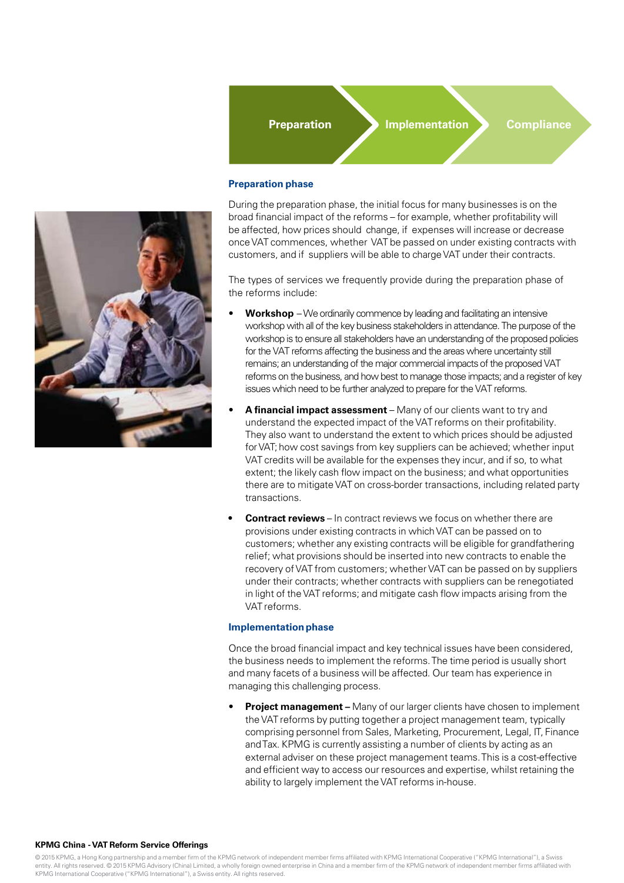Preparation → Implementation → Compliance

### Preparation phase

During the preparation phase, the initial focus for many businesses is on the broad financial impact of the reforms – for example, whether profitability will be affected, how prices should change, if expenses will increase or decrease once VAT commences, whether VAT be passed on under existing contracts with customers, and if suppliers will be able to charge VAT under their contracts.

The types of services we frequently provide during the preparation phase of the reforms include:

- **Workshop** – We ordinarily commence by leading and facilitating an intensive workshop with all of the key business stakeholders in attendance. The purpose of the workshop is to ensure all stakeholders have an understanding of the proposed policies for the VAT reforms affecting the business and the areas where uncertainty still remains; an understanding of the major commercial impacts of the proposed VAT reforms on the business, and how best to manage those impacts; and a register of key issues which need to be further analyzed to prepare for the VAT reforms.
- **A financial impact assessment** – Many of our clients want to try and understand the expected impact of the VAT reforms on their profitability. They also want to understand the extent to which prices should be adjusted for VAT; how cost savings from key suppliers can be achieved; whether input VAT credits will be available for the expenses they incur, and if so, to what extent; the likely cash flow impact on the business; and what opportunities there are to mitigate VAT on cross-border transactions, including related party transactions.
- **Contract reviews** – In contract reviews we focus on whether there are provisions under existing contracts in which VAT can be passed on to customers; whether any existing contracts will be eligible for grandfathering relief; what provisions should be inserted into new contracts to enable the recovery of VAT from customers; whether VAT can be passed on by suppliers under their contracts; whether contracts with suppliers can be renegotiated in light of the VAT reforms; and mitigate cash flow impacts arising from the VAT reforms.

### Implementation phase

Once the broad financial impact and key technical issues have been considered, the business needs to implement the reforms. The time period is usually short and many facets of a business will be affected. Our team has experience in managing this challenging process.

- **Project management –** Many of our larger clients have chosen to implement the VAT reforms by putting together a project management team, typically comprising personnel from Sales, Marketing, Procurement, Legal, IT, Finance and Tax. KPMG is currently assisting a number of clients by acting as an external adviser on these project management teams. This is a cost-effective and efficient way to access our resources and expertise, whilst retaining the ability to largely implement the VAT reforms in-house.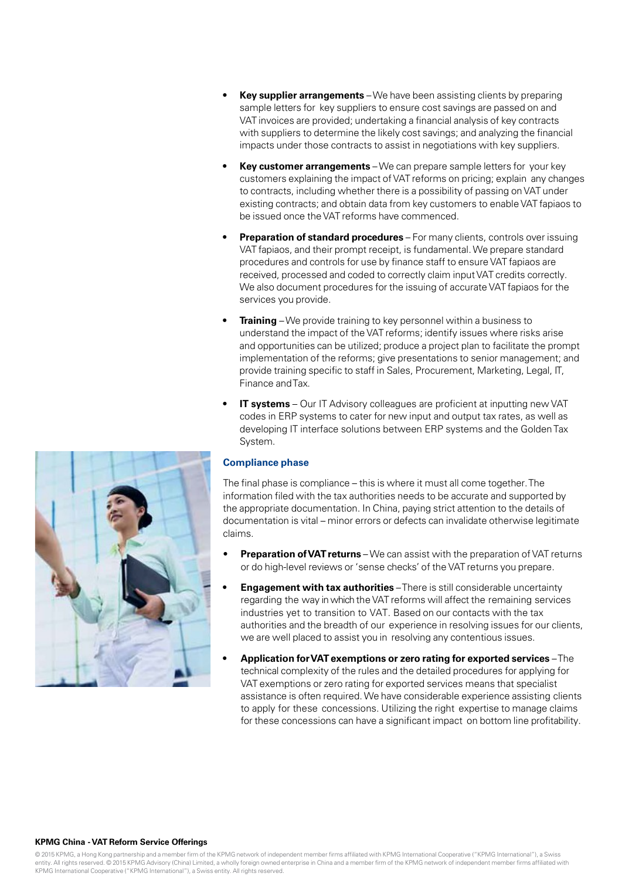- **Key supplier arrangements** – We have been assisting clients by preparing sample letters for key suppliers to ensure cost savings are passed on and VAT invoices are provided; undertaking a financial analysis of key contracts with suppliers to determine the likely cost savings; and analyzing the financial impacts under those contracts to assist in negotiations with key suppliers.
- **Key customer arrangements** – We can prepare sample letters for your key customers explaining the impact of VAT reforms on pricing; explain any changes to contracts, including whether there is a possibility of passing on VAT under existing contracts; and obtain data from key customers to enable VAT fapiaos to be issued once the VAT reforms have commenced.
- **Preparation of standard procedures** – For many clients, controls over issuing VAT fapiaos, and their prompt receipt, is fundamental. We prepare standard procedures and controls for use by finance staff to ensure VAT fapiaos are received, processed and coded to correctly claim input VAT credits correctly. We also document procedures for the issuing of accurate VAT fapiaos for the services you provide.
- **Training** – We provide training to key personnel within a business to understand the impact of the VAT reforms; identify issues where risks arise and opportunities can be utilized; produce a project plan to facilitate the prompt implementation of the reforms; give presentations to senior management; and provide training specific to staff in Sales, Procurement, Marketing, Legal, IT, Finance and Tax.
- **IT systems** – Our IT Advisory colleagues are proficient at inputting new VAT codes in ERP systems to cater for new input and output tax rates, as well as developing IT interface solutions between ERP systems and the Golden Tax System.

### Compliance phase

The final phase is compliance – this is where it must all come together. The information filed with the tax authorities needs to be accurate and supported by the appropriate documentation. In China, paying strict attention to the details of documentation is vital – minor errors or defects can invalidate otherwise legitimate claims.

- **Preparation of VAT returns** – We can assist with the preparation of VAT returns or do high-level reviews or 'sense checks' of the VAT returns you prepare.
- **Engagement with tax authorities** – There is still considerable uncertainty regarding the way in which the VAT reforms will affect the remaining services industries yet to transition to VAT. Based on our contacts with the tax authorities and the breadth of our experience in resolving issues for our clients, we are well placed to assist you in resolving any contentious issues.
- **Application for VAT exemptions or zero rating for exported services** – The technical complexity of the rules and the detailed procedures for applying for VAT exemptions or zero rating for exported services means that specialist assistance is often required. We have considerable experience assisting clients to apply for these concessions. Utilizing the right expertise to manage claims for these concessions can have a significant impact on bottom line profitability.

© 2015 KPMG, a Hong Kong partnership and a member firm of the KPMG network of independent member firms affiliated with KPMG International Cooperative ("KPMG International"), a Swiss entity. All rights reserved. © 2015 KPMG Advisory (China) Limited, a wholly foreign owned enterprise in China and a member firm of the KPMG network of independent member firms affiliated with KPMG International Cooperative ("KPMG International"), a Swiss entity. All rights reserved.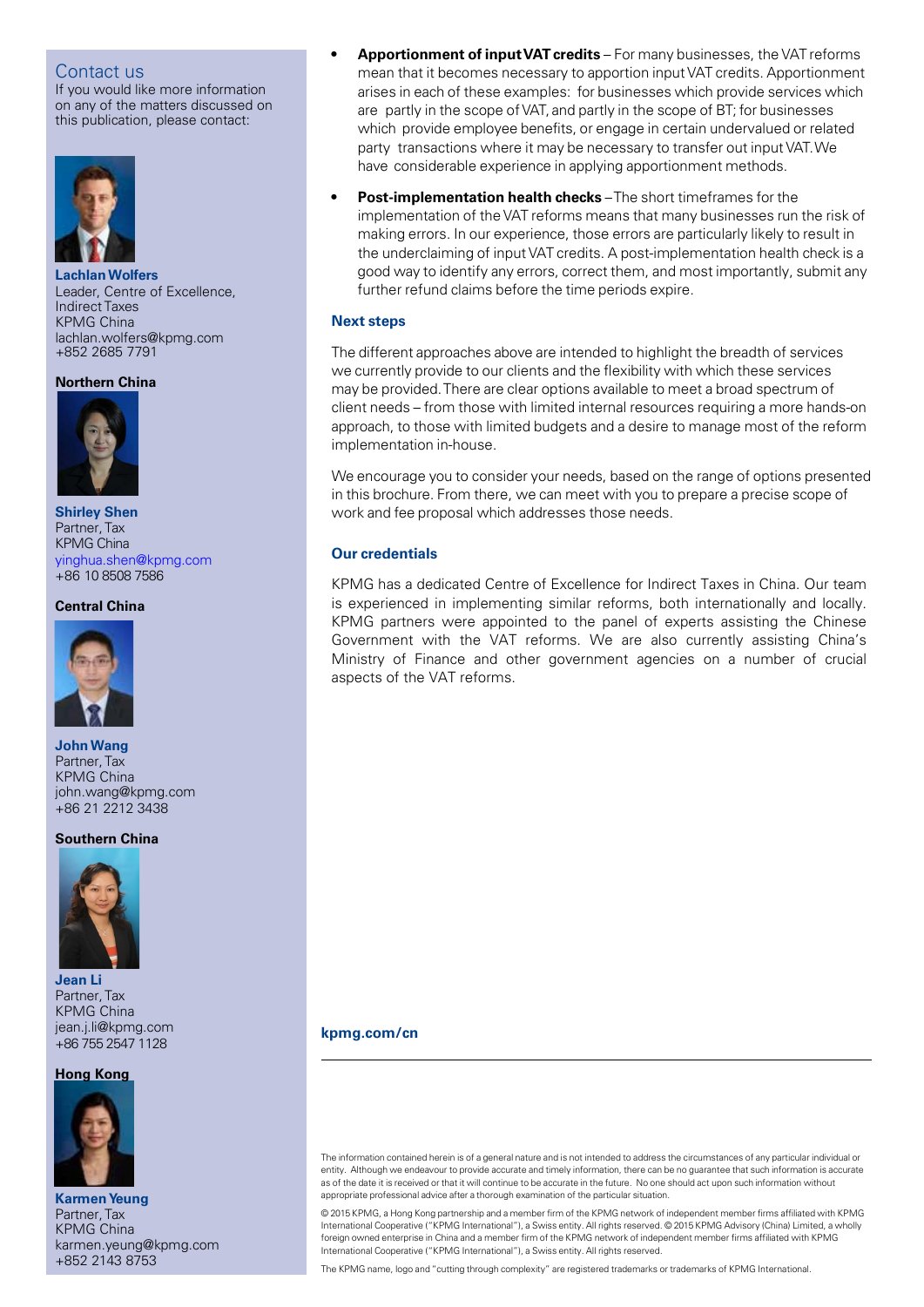## Contact us

If you would like more information on any of the matters discussed on this publication, please contact:

**Lachlan Wolfers**
Leader, Centre of Excellence, Indirect Taxes
KPMG China
lachlan.wolfers@kpmg.com
+852 2685 7791

**Northern China**

**Shirley Shen**
Partner, Tax
KPMG China
yinghua.shen@kpmg.com
+86 10 8508 7586

**Central China**

**John Wang**
Partner, Tax
KPMG China
john.wang@kpmg.com
+86 21 2212 3438

**Southern China**

**Jean Li**
Partner, Tax
KPMG China
jean.j.li@kpmg.com
+86 755 2547 1128

**Hong Kong**

**Karmen Yeung**
Partner, Tax
KPMG China
karmen.yeung@kpmg.com
+852 2143 8753

- **Apportionment of input VAT credits** – For many businesses, the VAT reforms mean that it becomes necessary to apportion input VAT credits. Apportionment arises in each of these examples: for businesses which provide services which are partly in the scope of VAT, and partly in the scope of BT; for businesses which provide employee benefits, or engage in certain undervalued or related party transactions where it may be necessary to transfer out input VAT. We have considerable experience in applying apportionment methods.
- **Post-implementation health checks** – The short timeframes for the implementation of the VAT reforms means that many businesses run the risk of making errors. In our experience, those errors are particularly likely to result in the underclaiming of input VAT credits. A post-implementation health check is a good way to identify any errors, correct them, and most importantly, submit any further refund claims before the time periods expire.

### Next steps

The different approaches above are intended to highlight the breadth of services we currently provide to our clients and the flexibility with which these services may be provided. There are clear options available to meet a broad spectrum of client needs – from those with limited internal resources requiring a more hands-on approach, to those with limited budgets and a desire to manage most of the reform implementation in-house.

We encourage you to consider your needs, based on the range of options presented in this brochure. From there, we can meet with you to prepare a precise scope of work and fee proposal which addresses those needs.

### Our credentials

KPMG has a dedicated Centre of Excellence for Indirect Taxes in China. Our team is experienced in implementing similar reforms, both internationally and locally. KPMG partners were appointed to the panel of experts assisting the Chinese Government with the VAT reforms. We are also currently assisting China's Ministry of Finance and other government agencies on a number of crucial aspects of the VAT reforms.

**kpmg.com/cn**

The information contained herein is of a general nature and is not intended to address the circumstances of any particular individual or entity. Although we endeavour to provide accurate and timely information, there can be no guarantee that such information is accurate as of the date it is received or that it will continue to be accurate in the future. No one should act upon such information without appropriate professional advice after a thorough examination of the particular situation.

© 2015 KPMG, a Hong Kong partnership and a member firm of the KPMG network of independent member firms affiliated with KPMG International Cooperative ("KPMG International"), a Swiss entity. All rights reserved. © 2015 KPMG Advisory (China) Limited, a wholly foreign owned enterprise in China and a member firm of the KPMG network of independent member firms affiliated with KPMG International Cooperative ("KPMG International"), a Swiss entity. All rights reserved.

The KPMG name, logo and "cutting through complexity" are registered trademarks or trademarks of KPMG International.